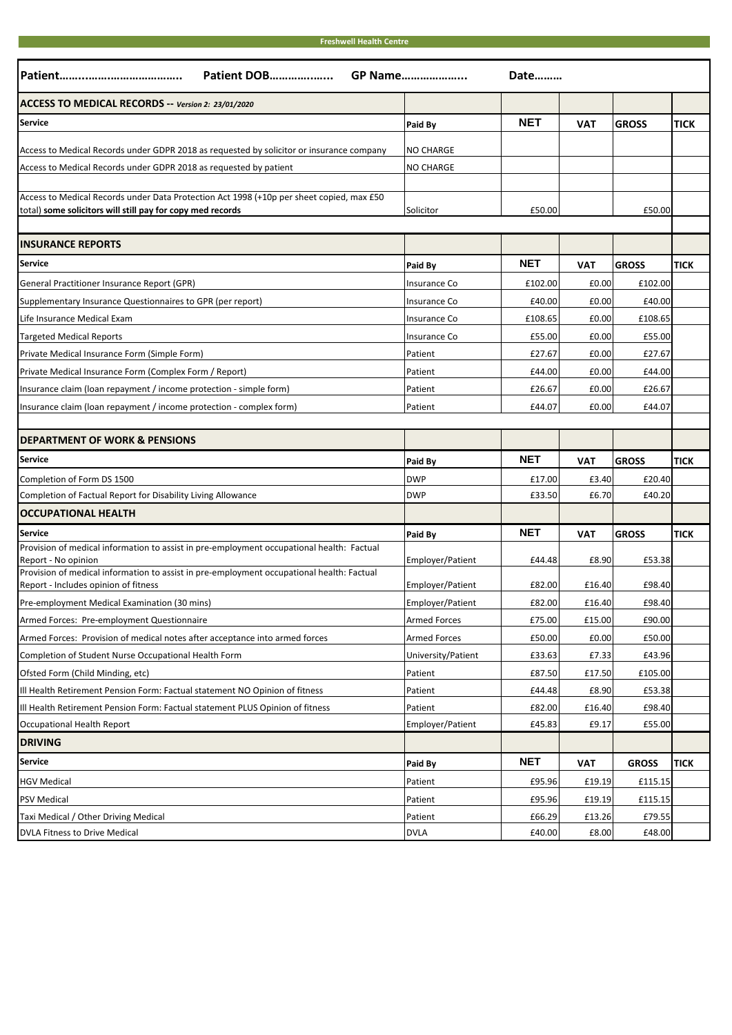# Freshwell Health Centre

**Patient…….…………………….. Patient DOB………….….. GP Name……………….. Date………**

## ACCESS TO MEDICAL RECORDS -- *Version 2: 23/01/2020*

| Service | Paid By | NET | VAT | GROSS | TICK |
|---|---|---|---|---|---|
| Access to Medical Records under GDPR 2018 as requested by solicitor or insurance company | NO CHARGE | | | | |
| Access to Medical Records under GDPR 2018 as requested by patient | NO CHARGE | | | | |
| Access to Medical Records under Data Protection Act 1998 (+10p per sheet copied, max £50 total) **some solicitors will still pay for copy med records** | Solicitor | £50.00 | | £50.00 | |

## INSURANCE REPORTS

| Service | Paid By | NET | VAT | GROSS | TICK |
|---|---|---|---|---|---|
| General Practitioner Insurance Report (GPR) | Insurance Co | £102.00 | £0.00 | £102.00 | |
| Supplementary Insurance Questionnaires to GPR (per report) | Insurance Co | £40.00 | £0.00 | £40.00 | |
| Life Insurance Medical Exam | Insurance Co | £108.65 | £0.00 | £108.65 | |
| Targeted Medical Reports | Insurance Co | £55.00 | £0.00 | £55.00 | |
| Private Medical Insurance Form (Simple Form) | Patient | £27.67 | £0.00 | £27.67 | |
| Private Medical Insurance Form (Complex Form / Report) | Patient | £44.00 | £0.00 | £44.00 | |
| Insurance claim (loan repayment / income protection - simple form) | Patient | £26.67 | £0.00 | £26.67 | |
| Insurance claim (loan repayment / income protection - complex form) | Patient | £44.07 | £0.00 | £44.07 | |

## DEPARTMENT OF WORK & PENSIONS

| Service | Paid By | NET | VAT | GROSS | TICK |
|---|---|---|---|---|---|
| Completion of Form DS 1500 | DWP | £17.00 | £3.40 | £20.40 | |
| Completion of Factual Report for Disability Living Allowance | DWP | £33.50 | £6.70 | £40.20 | |

## OCCUPATIONAL HEALTH

| Service | Paid By | NET | VAT | GROSS | TICK |
|---|---|---|---|---|---|
| Provision of medical information to assist in pre-employment occupational health: Factual Report - No opinion | Employer/Patient | £44.48 | £8.90 | £53.38 | |
| Provision of medical information to assist in pre-employment occupational health: Factual Report - Includes opinion of fitness | Employer/Patient | £82.00 | £16.40 | £98.40 | |
| Pre-employment Medical Examination (30 mins) | Employer/Patient | £82.00 | £16.40 | £98.40 | |
| Armed Forces: Pre-employment Questionnaire | Armed Forces | £75.00 | £15.00 | £90.00 | |
| Armed Forces: Provision of medical notes after acceptance into armed forces | Armed Forces | £50.00 | £0.00 | £50.00 | |
| Completion of Student Nurse Occupational Health Form | University/Patient | £33.63 | £7.33 | £43.96 | |
| Ofsted Form (Child Minding, etc) | Patient | £87.50 | £17.50 | £105.00 | |
| Ill Health Retirement Pension Form: Factual statement NO Opinion of fitness | Patient | £44.48 | £8.90 | £53.38 | |
| Ill Health Retirement Pension Form: Factual statement PLUS Opinion of fitness | Patient | £82.00 | £16.40 | £98.40 | |
| Occupational Health Report | Employer/Patient | £45.83 | £9.17 | £55.00 | |

## DRIVING

| Service | Paid By | NET | VAT | GROSS | TICK |
|---|---|---|---|---|---|
| HGV Medical | Patient | £95.96 | £19.19 | £115.15 | |
| PSV Medical | Patient | £95.96 | £19.19 | £115.15 | |
| Taxi Medical / Other Driving Medical | Patient | £66.29 | £13.26 | £79.55 | |
| DVLA Fitness to Drive Medical | DVLA | £40.00 | £8.00 | £48.00 | |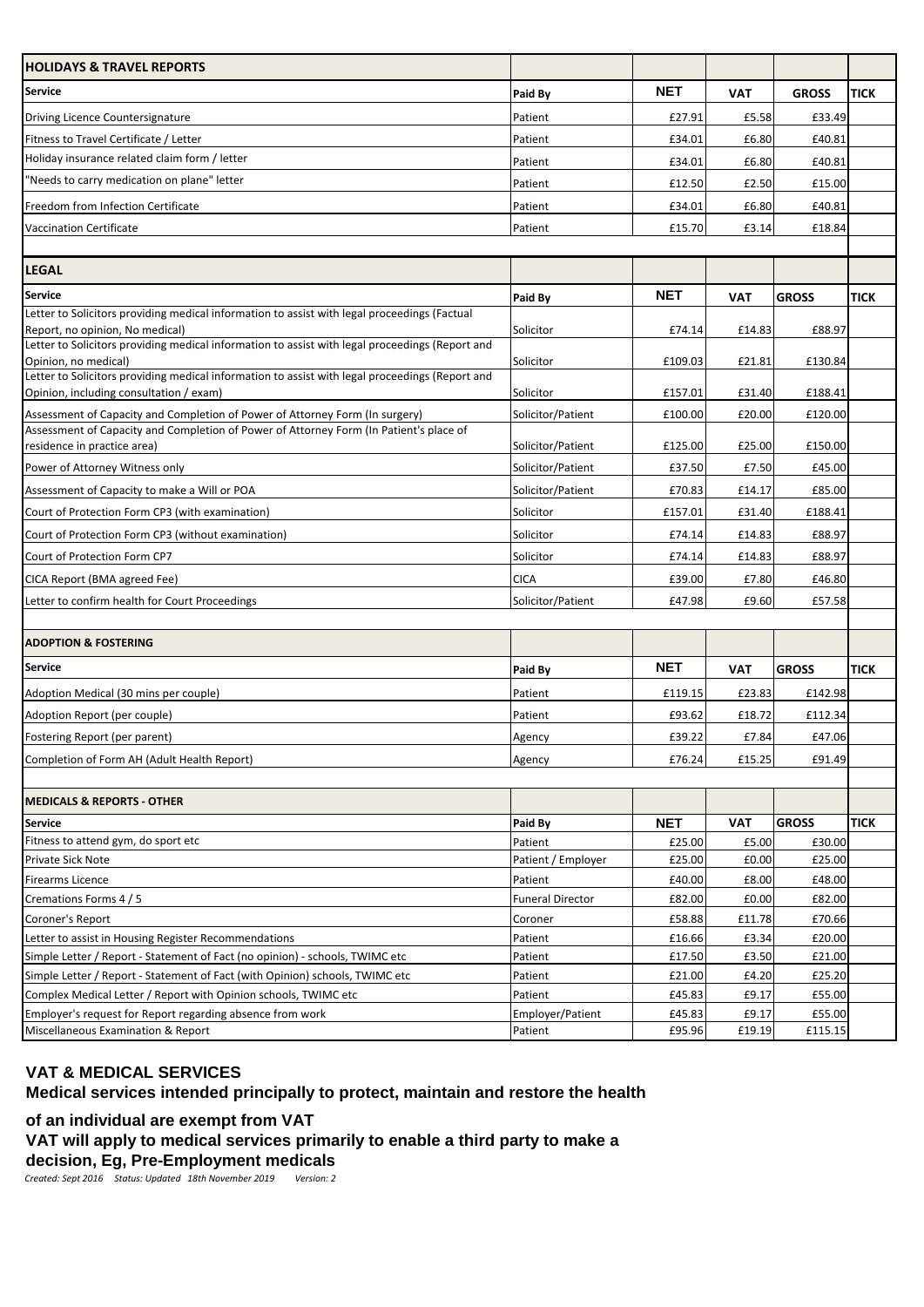| HOLIDAYS & TRAVEL REPORTS | | | | | |
|---|---|---|---|---|---|
| **Service** | **Paid By** | **NET** | **VAT** | **GROSS** | **TICK** |
| Driving Licence Countersignature | Patient | £27.91 | £5.58 | £33.49 | |
| Fitness to Travel Certificate / Letter | Patient | £34.01 | £6.80 | £40.81 | |
| Holiday insurance related claim form / letter | Patient | £34.01 | £6.80 | £40.81 | |
| "Needs to carry medication on plane" letter | Patient | £12.50 | £2.50 | £15.00 | |
| Freedom from Infection Certificate | Patient | £34.01 | £6.80 | £40.81 | |
| Vaccination Certificate | Patient | £15.70 | £3.14 | £18.84 | |

| LEGAL | | | | | |
|---|---|---|---|---|---|
| **Service** | **Paid By** | **NET** | **VAT** | **GROSS** | **TICK** |
| Letter to Solicitors providing medical information to assist with legal proceedings (Factual Report, no opinion, No medical) | Solicitor | £74.14 | £14.83 | £88.97 | |
| Letter to Solicitors providing medical information to assist with legal proceedings (Report and Opinion, no medical) | Solicitor | £109.03 | £21.81 | £130.84 | |
| Letter to Solicitors providing medical information to assist with legal proceedings (Report and Opinion, including consultation / exam) | Solicitor | £157.01 | £31.40 | £188.41 | |
| Assessment of Capacity and Completion of Power of Attorney Form (In surgery) | Solicitor/Patient | £100.00 | £20.00 | £120.00 | |
| Assessment of Capacity and Completion of Power of Attorney Form (In Patient's place of residence in practice area) | Solicitor/Patient | £125.00 | £25.00 | £150.00 | |
| Power of Attorney Witness only | Solicitor/Patient | £37.50 | £7.50 | £45.00 | |
| Assessment of Capacity to make a Will or POA | Solicitor/Patient | £70.83 | £14.17 | £85.00 | |
| Court of Protection Form CP3 (with examination) | Solicitor | £157.01 | £31.40 | £188.41 | |
| Court of Protection Form CP3 (without examination) | Solicitor | £74.14 | £14.83 | £88.97 | |
| Court of Protection Form CP7 | Solicitor | £74.14 | £14.83 | £88.97 | |
| CICA Report (BMA agreed Fee) | CICA | £39.00 | £7.80 | £46.80 | |
| Letter to confirm health for Court Proceedings | Solicitor/Patient | £47.98 | £9.60 | £57.58 | |

| ADOPTION & FOSTERING | | | | | |
|---|---|---|---|---|---|
| **Service** | **Paid By** | **NET** | **VAT** | **GROSS** | **TICK** |
| Adoption Medical (30 mins per couple) | Patient | £119.15 | £23.83 | £142.98 | |
| Adoption Report (per couple) | Patient | £93.62 | £18.72 | £112.34 | |
| Fostering Report (per parent) | Agency | £39.22 | £7.84 | £47.06 | |
| Completion of Form AH (Adult Health Report) | Agency | £76.24 | £15.25 | £91.49 | |

| MEDICALS & REPORTS - OTHER | | | | | |
|---|---|---|---|---|---|
| **Service** | **Paid By** | **NET** | **VAT** | **GROSS** | **TICK** |
| Fitness to attend gym, do sport etc | Patient | £25.00 | £5.00 | £30.00 | |
| Private Sick Note | Patient / Employer | £25.00 | £0.00 | £25.00 | |
| Firearms Licence | Patient | £40.00 | £8.00 | £48.00 | |
| Cremations Forms 4 / 5 | Funeral Director | £82.00 | £0.00 | £82.00 | |
| Coroner's Report | Coroner | £58.88 | £11.78 | £70.66 | |
| Letter to assist in Housing Register Recommendations | Patient | £16.66 | £3.34 | £20.00 | |
| Simple Letter / Report - Statement of Fact (no opinion) - schools, TWIMC etc | Patient | £17.50 | £3.50 | £21.00 | |
| Simple Letter / Report - Statement of Fact (with Opinion) schools, TWIMC etc | Patient | £21.00 | £4.20 | £25.20 | |
| Complex Medical Letter / Report with Opinion schools, TWIMC etc | Patient | £45.83 | £9.17 | £55.00 | |
| Employer's request for Report regarding absence from work | Employer/Patient | £45.83 | £9.17 | £55.00 | |
| Miscellaneous Examination & Report | Patient | £95.96 | £19.19 | £115.15 | |

**VAT & MEDICAL SERVICES**

**Medical services intended principally to protect, maintain and restore the health of an individual are exempt from VAT**

**VAT will apply to medical services primarily to enable a third party to make a decision, Eg, Pre-Employment medicals**

*Created: Sept 2016 Status: Updated 18th November 2019 Version: 2*